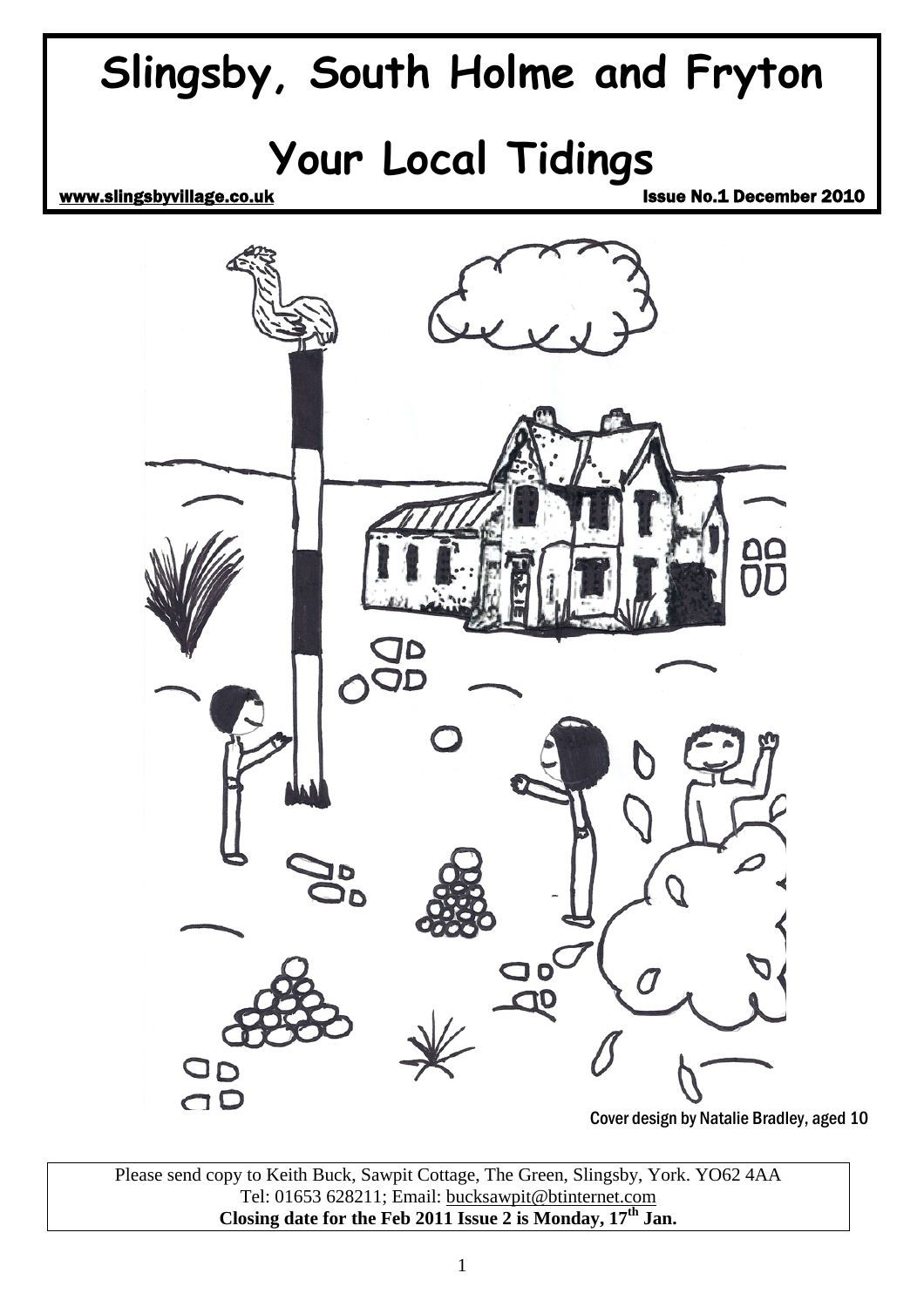# Slingsby, South Holme and Fryton

# Your Local Tidings

www.slingsbyvillage.co.uk                                                                                    Issue No.1 December 2010

Cover design by Natalie Bradley, aged 10

Please send copy to Keith Buck, Sawpit Cottage, The Green, Slingsby, York. YO62 4AA
Tel: 01653 628211; Email: bucksawpit@btinternet.com
**Closing date for the Feb 2011 Issue 2 is Monday, 17th Jan.**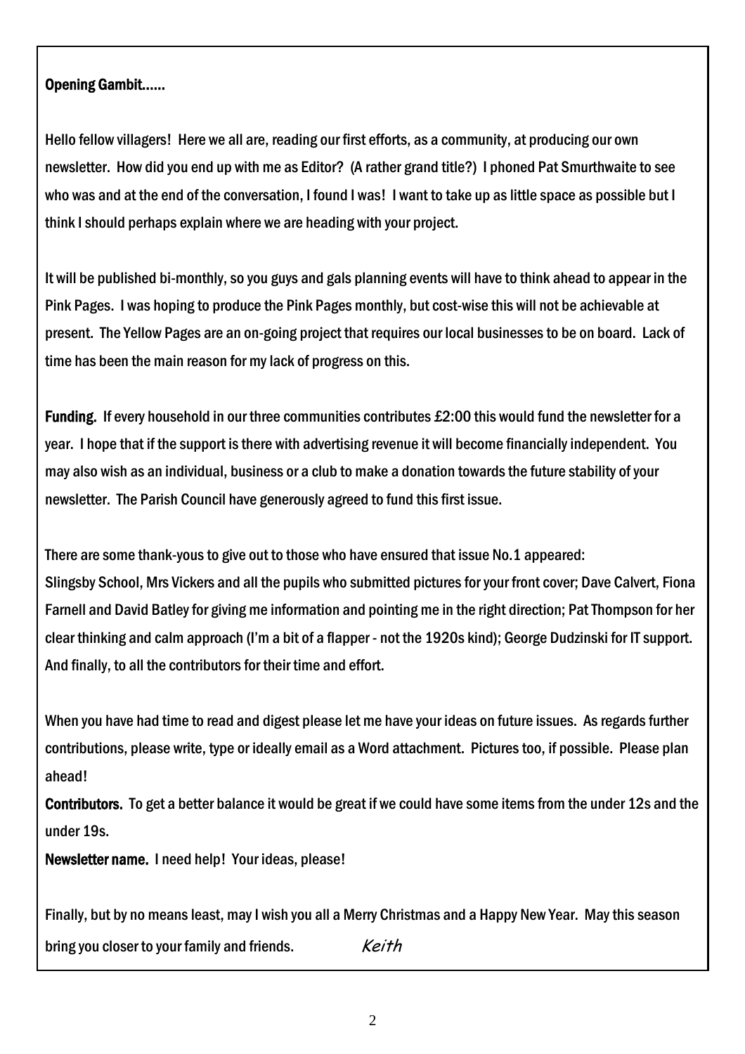## Opening Gambit……

Hello fellow villagers! Here we all are, reading our first efforts, as a community, at producing our own newsletter. How did you end up with me as Editor? (A rather grand title?) I phoned Pat Smurthwaite to see who was and at the end of the conversation, I found I was! I want to take up as little space as possible but I think I should perhaps explain where we are heading with your project.

It will be published bi-monthly, so you guys and gals planning events will have to think ahead to appear in the Pink Pages. I was hoping to produce the Pink Pages monthly, but cost-wise this will not be achievable at present. The Yellow Pages are an on-going project that requires our local businesses to be on board. Lack of time has been the main reason for my lack of progress on this.

**Funding.** If every household in our three communities contributes £2:00 this would fund the newsletter for a year. I hope that if the support is there with advertising revenue it will become financially independent. You may also wish as an individual, business or a club to make a donation towards the future stability of your newsletter. The Parish Council have generously agreed to fund this first issue.

There are some thank-yous to give out to those who have ensured that issue No.1 appeared:
Slingsby School, Mrs Vickers and all the pupils who submitted pictures for your front cover; Dave Calvert, Fiona Farnell and David Batley for giving me information and pointing me in the right direction; Pat Thompson for her clear thinking and calm approach (I'm a bit of a flapper - not the 1920s kind); George Dudzinski for IT support. And finally, to all the contributors for their time and effort.

When you have had time to read and digest please let me have your ideas on future issues. As regards further contributions, please write, type or ideally email as a Word attachment. Pictures too, if possible. Please plan ahead!

**Contributors.** To get a better balance it would be great if we could have some items from the under 12s and the under 19s.

**Newsletter name.** I need help! Your ideas, please!

Finally, but by no means least, may I wish you all a Merry Christmas and a Happy New Year. May this season bring you closer to your family and friends. *Keith*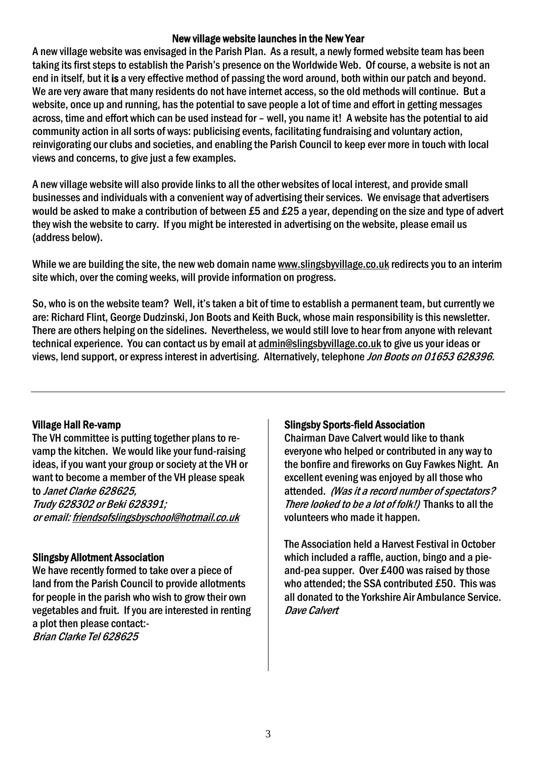## New village website launches in the New Year

A new village website was envisaged in the Parish Plan. As a result, a newly formed website team has been taking its first steps to establish the Parish's presence on the Worldwide Web. Of course, a website is not an end in itself, but it **is** a very effective method of passing the word around, both within our patch and beyond. We are very aware that many residents do not have internet access, so the old methods will continue. But a website, once up and running, has the potential to save people a lot of time and effort in getting messages across, time and effort which can be used instead for – well, you name it! A website has the potential to aid community action in all sorts of ways: publicising events, facilitating fundraising and voluntary action, reinvigorating our clubs and societies, and enabling the Parish Council to keep ever more in touch with local views and concerns, to give just a few examples.

A new village website will also provide links to all the other websites of local interest, and provide small businesses and individuals with a convenient way of advertising their services. We envisage that advertisers would be asked to make a contribution of between £5 and £25 a year, depending on the size and type of advert they wish the website to carry. If you might be interested in advertising on the website, please email us (address below).

While we are building the site, the new web domain name www.slingsbyvillage.co.uk redirects you to an interim site which, over the coming weeks, will provide information on progress.

So, who is on the website team? Well, it's taken a bit of time to establish a permanent team, but currently we are: Richard Flint, George Dudzinski, Jon Boots and Keith Buck, whose main responsibility is this newsletter. There are others helping on the sidelines. Nevertheless, we would still love to hear from anyone with relevant technical experience. You can contact us by email at admin@slingsbyvillage.co.uk to give us your ideas or views, lend support, or express interest in advertising. Alternatively, telephone *Jon Boots on 01653 628396.*

---

## Village Hall Re-vamp

The VH committee is putting together plans to re-vamp the kitchen. We would like your fund-raising ideas, if you want your group or society at the VH or want to become a member of the VH please speak to *Janet Clarke 628625,*
*Trudy 628302 or Beki 628391;*
*or email: friendsofslingsbyschool@hotmail.co.uk*

## Slingsby Allotment Association

We have recently formed to take over a piece of land from the Parish Council to provide allotments for people in the parish who wish to grow their own vegetables and fruit. If you are interested in renting a plot then please contact:-
*Brian Clarke Tel 628625*

## Slingsby Sports-field Association

Chairman Dave Calvert would like to thank everyone who helped or contributed in any way to the bonfire and fireworks on Guy Fawkes Night. An excellent evening was enjoyed by all those who attended. *(Was it a record number of spectators? There looked to be a lot of folk!)* Thanks to all the volunteers who made it happen.

The Association held a Harvest Festival in October which included a raffle, auction, bingo and a pie-and-pea supper. Over £400 was raised by those who attended; the SSA contributed £50. This was all donated to the Yorkshire Air Ambulance Service.
*Dave Calvert*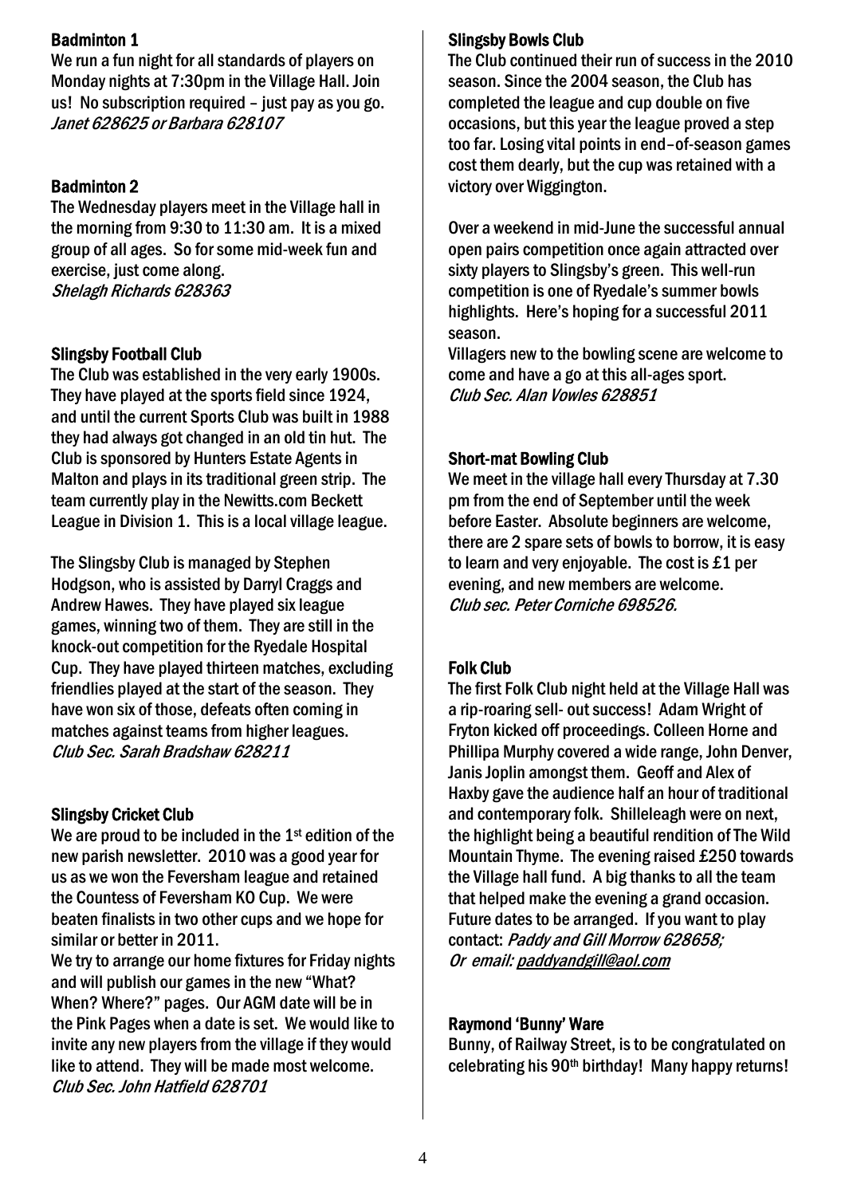## Badminton 1

We run a fun night for all standards of players on Monday nights at 7:30pm in the Village Hall. Join us! No subscription required – just pay as you go.
*Janet 628625 or Barbara 628107*

## Badminton 2

The Wednesday players meet in the Village hall in the morning from 9:30 to 11:30 am. It is a mixed group of all ages. So for some mid-week fun and exercise, just come along.
*Shelagh Richards 628363*

## Slingsby Football Club

The Club was established in the very early 1900s. They have played at the sports field since 1924, and until the current Sports Club was built in 1988 they had always got changed in an old tin hut. The Club is sponsored by Hunters Estate Agents in Malton and plays in its traditional green strip. The team currently play in the Newitts.com Beckett League in Division 1. This is a local village league.

The Slingsby Club is managed by Stephen Hodgson, who is assisted by Darryl Craggs and Andrew Hawes. They have played six league games, winning two of them. They are still in the knock-out competition for the Ryedale Hospital Cup. They have played thirteen matches, excluding friendlies played at the start of the season. They have won six of those, defeats often coming in matches against teams from higher leagues.
*Club Sec. Sarah Bradshaw 628211*

## Slingsby Cricket Club

We are proud to be included in the 1st edition of the new parish newsletter. 2010 was a good year for us as we won the Feversham league and retained the Countess of Feversham KO Cup. We were beaten finalists in two other cups and we hope for similar or better in 2011.

We try to arrange our home fixtures for Friday nights and will publish our games in the new "What? When? Where?" pages. Our AGM date will be in the Pink Pages when a date is set. We would like to invite any new players from the village if they would like to attend. They will be made most welcome.
*Club Sec. John Hatfield 628701*

## Slingsby Bowls Club

The Club continued their run of success in the 2010 season. Since the 2004 season, the Club has completed the league and cup double on five occasions, but this year the league proved a step too far. Losing vital points in end–of-season games cost them dearly, but the cup was retained with a victory over Wiggington.

Over a weekend in mid-June the successful annual open pairs competition once again attracted over sixty players to Slingsby's green. This well-run competition is one of Ryedale's summer bowls highlights. Here's hoping for a successful 2011 season.

Villagers new to the bowling scene are welcome to come and have a go at this all-ages sport.
*Club Sec. Alan Vowles 628851*

## Short-mat Bowling Club

We meet in the village hall every Thursday at 7.30 pm from the end of September until the week before Easter. Absolute beginners are welcome, there are 2 spare sets of bowls to borrow, it is easy to learn and very enjoyable. The cost is £1 per evening, and new members are welcome.
*Club sec. Peter Corniche 698526.*

## Folk Club

The first Folk Club night held at the Village Hall was a rip-roaring sell- out success! Adam Wright of Fryton kicked off proceedings. Colleen Horne and Phillipa Murphy covered a wide range, John Denver, Janis Joplin amongst them. Geoff and Alex of Haxby gave the audience half an hour of traditional and contemporary folk. Shilleleagh were on next, the highlight being a beautiful rendition of The Wild Mountain Thyme. The evening raised £250 towards the Village hall fund. A big thanks to all the team that helped make the evening a grand occasion. Future dates to be arranged. If you want to play contact: *Paddy and Gill Morrow 628658;*
*Or email: paddyandgill@aol.com*

## Raymond 'Bunny' Ware

Bunny, of Railway Street, is to be congratulated on celebrating his 90th birthday! Many happy returns!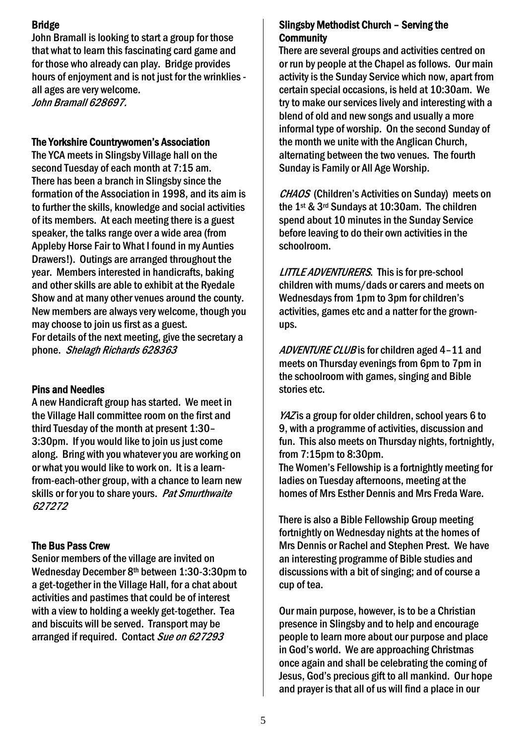## Bridge

John Bramall is looking to start a group for those that what to learn this fascinating card game and for those who already can play. Bridge provides hours of enjoyment and is not just for the wrinklies - all ages are very welcome.
*John Bramall 628697.*

## The Yorkshire Countrywomen's Association

The YCA meets in Slingsby Village hall on the second Tuesday of each month at 7:15 am. There has been a branch in Slingsby since the formation of the Association in 1998, and its aim is to further the skills, knowledge and social activities of its members. At each meeting there is a guest speaker, the talks range over a wide area (from Appleby Horse Fair to What I found in my Aunties Drawers!). Outings are arranged throughout the year. Members interested in handicrafts, baking and other skills are able to exhibit at the Ryedale Show and at many other venues around the county. New members are always very welcome, though you may choose to join us first as a guest.
For details of the next meeting, give the secretary a phone. *Shelagh Richards 628363*

## Pins and Needles

A new Handicraft group has started. We meet in the Village Hall committee room on the first and third Tuesday of the month at present 1:30–3:30pm. If you would like to join us just come along. Bring with you whatever you are working on or what you would like to work on. It is a learn-from-each-other group, with a chance to learn new skills or for you to share yours. *Pat Smurthwaite 627272*

## The Bus Pass Crew

Senior members of the village are invited on Wednesday December 8th between 1:30-3:30pm to a get-together in the Village Hall, for a chat about activities and pastimes that could be of interest with a view to holding a weekly get-together. Tea and biscuits will be served. Transport may be arranged if required. Contact *Sue on 627293*

## Slingsby Methodist Church – Serving the Community

There are several groups and activities centred on or run by people at the Chapel as follows. Our main activity is the Sunday Service which now, apart from certain special occasions, is held at 10:30am. We try to make our services lively and interesting with a blend of old and new songs and usually a more informal type of worship. On the second Sunday of the month we unite with the Anglican Church, alternating between the two venues. The fourth Sunday is Family or All Age Worship.

*CHAOS* (Children's Activities on Sunday) meets on the 1st & 3rd Sundays at 10:30am. The children spend about 10 minutes in the Sunday Service before leaving to do their own activities in the schoolroom.

*LITTLE ADVENTURERS*. This is for pre-school children with mums/dads or carers and meets on Wednesdays from 1pm to 3pm for children's activities, games etc and a natter for the grown-ups.

*ADVENTURE CLUB* is for children aged 4–11 and meets on Thursday evenings from 6pm to 7pm in the schoolroom with games, singing and Bible stories etc.

*YAZ* is a group for older children, school years 6 to 9, with a programme of activities, discussion and fun. This also meets on Thursday nights, fortnightly, from 7:15pm to 8:30pm.
The Women's Fellowship is a fortnightly meeting for ladies on Tuesday afternoons, meeting at the homes of Mrs Esther Dennis and Mrs Freda Ware.

There is also a Bible Fellowship Group meeting fortnightly on Wednesday nights at the homes of Mrs Dennis or Rachel and Stephen Prest. We have an interesting programme of Bible studies and discussions with a bit of singing; and of course a cup of tea.

Our main purpose, however, is to be a Christian presence in Slingsby and to help and encourage people to learn more about our purpose and place in God's world. We are approaching Christmas once again and shall be celebrating the coming of Jesus, God's precious gift to all mankind. Our hope and prayer is that all of us will find a place in our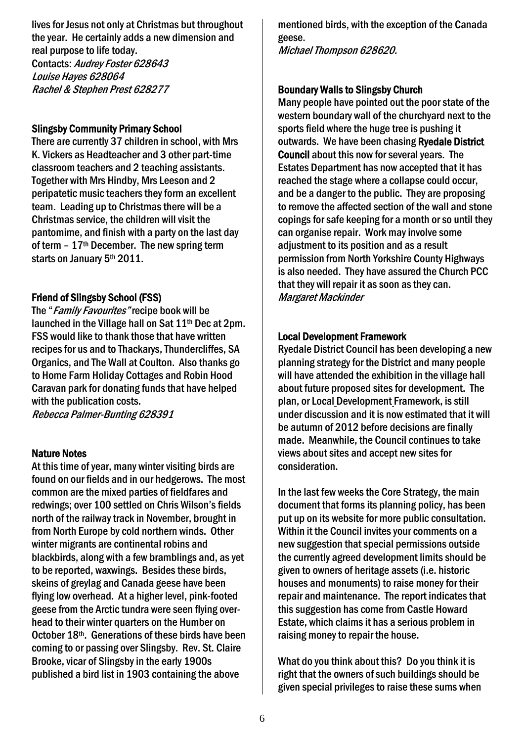lives for Jesus not only at Christmas but throughout the year. He certainly adds a new dimension and real purpose to life today.
Contacts: *Audrey Foster 628643*
*Louise Hayes 628064*
*Rachel & Stephen Prest 628277*

### Slingsby Community Primary School

There are currently 37 children in school, with Mrs K. Vickers as Headteacher and 3 other part-time classroom teachers and 2 teaching assistants. Together with Mrs Hindby, Mrs Leeson and 2 peripatetic music teachers they form an excellent team. Leading up to Christmas there will be a Christmas service, the children will visit the pantomime, and finish with a party on the last day of term – 17th December. The new spring term starts on January 5th 2011.

### Friend of Slingsby School (FSS)

The "*Family Favourites*" recipe book will be launched in the Village hall on Sat 11th Dec at 2pm. FSS would like to thank those that have written recipes for us and to Thackarys, Thundercliffes, SA Organics, and The Wall at Coulton. Also thanks go to Home Farm Holiday Cottages and Robin Hood Caravan park for donating funds that have helped with the publication costs.
*Rebecca Palmer-Bunting 628391*

### Nature Notes

At this time of year, many winter visiting birds are found on our fields and in our hedgerows. The most common are the mixed parties of fieldfares and redwings; over 100 settled on Chris Wilson's fields north of the railway track in November, brought in from North Europe by cold northern winds. Other winter migrants are continental robins and blackbirds, along with a few bramblings and, as yet to be reported, waxwings. Besides these birds, skeins of greylag and Canada geese have been flying low overhead. At a higher level, pink-footed geese from the Arctic tundra were seen flying over-head to their winter quarters on the Humber on October 18th. Generations of these birds have been coming to or passing over Slingsby. Rev. St. Claire Brooke, vicar of Slingsby in the early 1900s published a bird list in 1903 containing the above mentioned birds, with the exception of the Canada geese.
*Michael Thompson 628620.*

### Boundary Walls to Slingsby Church

Many people have pointed out the poor state of the western boundary wall of the churchyard next to the sports field where the huge tree is pushing it outwards. We have been chasing **Ryedale District Council** about this now for several years. The Estates Department has now accepted that it has reached the stage where a collapse could occur, and be a danger to the public. They are proposing to remove the affected section of the wall and stone copings for safe keeping for a month or so until they can organise repair. Work may involve some adjustment to its position and as a result permission from North Yorkshire County Highways is also needed. They have assured the Church PCC that they will repair it as soon as they can.
*Margaret Mackinder*

### Local Development Framework

Ryedale District Council has been developing a new planning strategy for the District and many people will have attended the exhibition in the village hall about future proposed sites for development. The plan, or Local Development Framework, is still under discussion and it is now estimated that it will be autumn of 2012 before decisions are finally made. Meanwhile, the Council continues to take views about sites and accept new sites for consideration.

In the last few weeks the Core Strategy, the main document that forms its planning policy, has been put up on its website for more public consultation. Within it the Council invites your comments on a new suggestion that special permissions outside the currently agreed development limits should be given to owners of heritage assets (i.e. historic houses and monuments) to raise money for their repair and maintenance. The report indicates that this suggestion has come from Castle Howard Estate, which claims it has a serious problem in raising money to repair the house.

What do you think about this? Do you think it is right that the owners of such buildings should be given special privileges to raise these sums when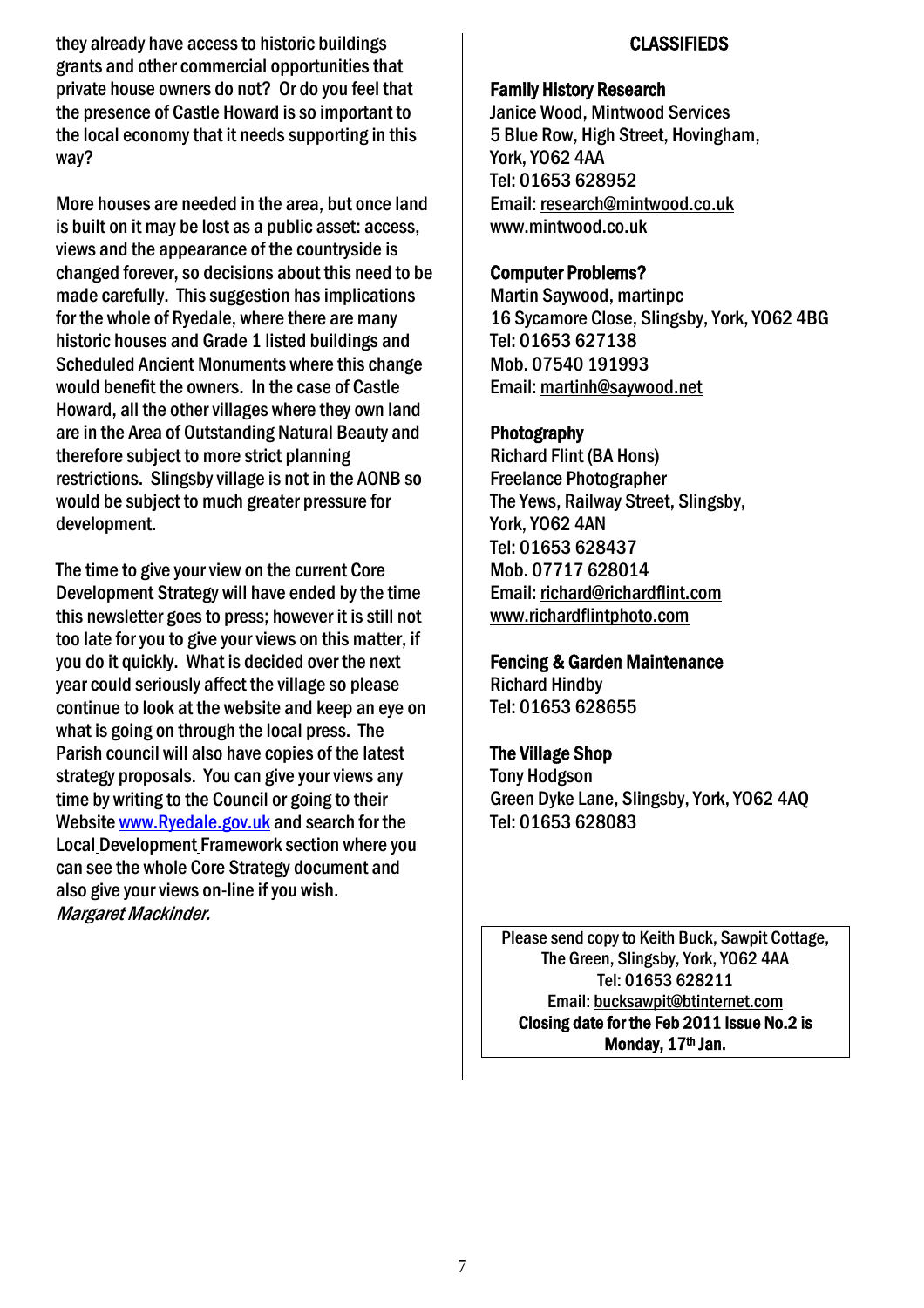they already have access to historic buildings grants and other commercial opportunities that private house owners do not? Or do you feel that the presence of Castle Howard is so important to the local economy that it needs supporting in this way?

More houses are needed in the area, but once land is built on it may be lost as a public asset: access, views and the appearance of the countryside is changed forever, so decisions about this need to be made carefully. This suggestion has implications for the whole of Ryedale, where there are many historic houses and Grade 1 listed buildings and Scheduled Ancient Monuments where this change would benefit the owners. In the case of Castle Howard, all the other villages where they own land are in the Area of Outstanding Natural Beauty and therefore subject to more strict planning restrictions. Slingsby village is not in the AONB so would be subject to much greater pressure for development.

The time to give your view on the current Core Development Strategy will have ended by the time this newsletter goes to press; however it is still not too late for you to give your views on this matter, if you do it quickly. What is decided over the next year could seriously affect the village so please continue to look at the website and keep an eye on what is going on through the local press. The Parish council will also have copies of the latest strategy proposals. You can give your views any time by writing to the Council or going to their Website www.Ryedale.gov.uk and search for the Local Development Framework section where you can see the whole Core Strategy document and also give your views on-line if you wish.

*Margaret Mackinder.*

## CLASSIFIEDS

**Family History Research**
Janice Wood, Mintwood Services
5 Blue Row, High Street, Hovingham,
York, YO62 4AA
Tel: 01653 628952
Email: research@mintwood.co.uk
www.mintwood.co.uk

**Computer Problems?**
Martin Saywood, martinpc
16 Sycamore Close, Slingsby, York, YO62 4BG
Tel: 01653 627138
Mob. 07540 191993
Email: martinh@saywood.net

**Photography**
Richard Flint (BA Hons)
Freelance Photographer
The Yews, Railway Street, Slingsby,
York, YO62 4AN
Tel: 01653 628437
Mob. 07717 628014
Email: richard@richardflint.com
www.richardflintphoto.com

**Fencing & Garden Maintenance**
Richard Hindby
Tel: 01653 628655

**The Village Shop**
Tony Hodgson
Green Dyke Lane, Slingsby, York, YO62 4AQ
Tel: 01653 628083

Please send copy to Keith Buck, Sawpit Cottage, The Green, Slingsby, York, YO62 4AA
Tel: 01653 628211
Email: bucksawpit@btinternet.com
**Closing date for the Feb 2011 Issue No.2 is Monday, 17th Jan.**